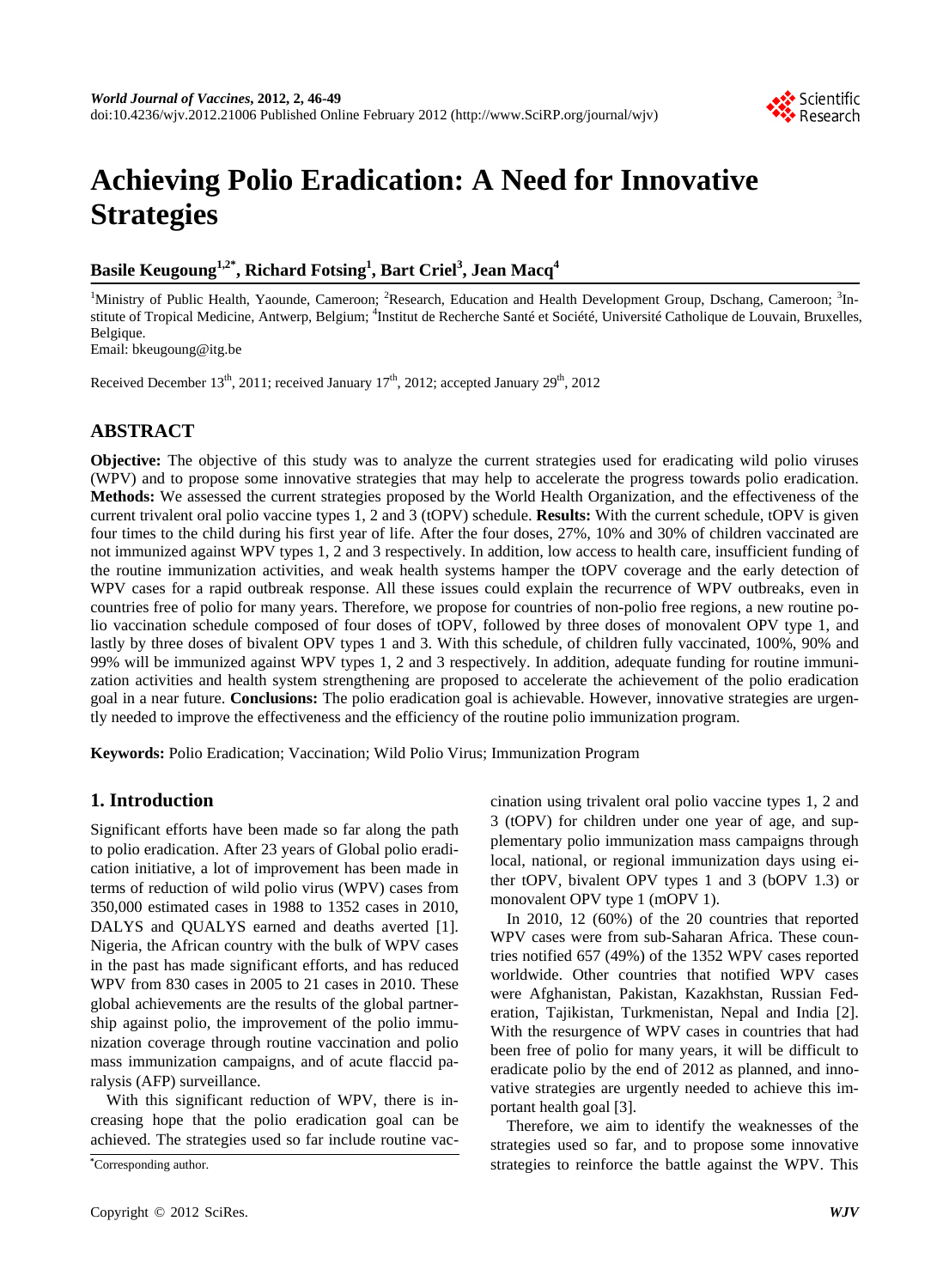# Achieving Polio Eradication: A Need for Innovative Strategies

**Basile Keugoung[1,2*], Richard Fotsing[1], Bart Criel[3], Jean Macq[4]**

[1]Ministry of Public Health, Yaounde, Cameroon; [2]Research, Education and Health Development Group, Dschang, Cameroon; [3]Institute of Tropical Medicine, Antwerp, Belgium; [4]Institut de Recherche Santé et Société, Université Catholique de Louvain, Bruxelles, Belgique.
Email: bkeugoung@itg.be

Received December 13th, 2011; received January 17th, 2012; accepted January 29th, 2012

## ABSTRACT

**Objective:** The objective of this study was to analyze the current strategies used for eradicating wild polio viruses (WPV) and to propose some innovative strategies that may help to accelerate the progress towards polio eradication. **Methods:** We assessed the current strategies proposed by the World Health Organization, and the effectiveness of the current trivalent oral polio vaccine types 1, 2 and 3 (tOPV) schedule. **Results:** With the current schedule, tOPV is given four times to the child during his first year of life. After the four doses, 27%, 10% and 30% of children vaccinated are not immunized against WPV types 1, 2 and 3 respectively. In addition, low access to health care, insufficient funding of the routine immunization activities, and weak health systems hamper the tOPV coverage and the early detection of WPV cases for a rapid outbreak response. All these issues could explain the recurrence of WPV outbreaks, even in countries free of polio for many years. Therefore, we propose for countries of non-polio free regions, a new routine polio vaccination schedule composed of four doses of tOPV, followed by three doses of monovalent OPV type 1, and lastly by three doses of bivalent OPV types 1 and 3. With this schedule, of children fully vaccinated, 100%, 90% and 99% will be immunized against WPV types 1, 2 and 3 respectively. In addition, adequate funding for routine immunization activities and health system strengthening are proposed to accelerate the achievement of the polio eradication goal in a near future. **Conclusions:** The polio eradication goal is achievable. However, innovative strategies are urgently needed to improve the effectiveness and the efficiency of the routine polio immunization program.

**Keywords:** Polio Eradication; Vaccination; Wild Polio Virus; Immunization Program

## 1. Introduction

Significant efforts have been made so far along the path to polio eradication. After 23 years of Global polio eradication initiative, a lot of improvement has been made in terms of reduction of wild polio virus (WPV) cases from 350,000 estimated cases in 1988 to 1352 cases in 2010, DALYS and QUALYS earned and deaths averted [1]. Nigeria, the African country with the bulk of WPV cases in the past has made significant efforts, and has reduced WPV from 830 cases in 2005 to 21 cases in 2010. These global achievements are the results of the global partnership against polio, the improvement of the polio immunization coverage through routine vaccination and polio mass immunization campaigns, and of acute flaccid paralysis (AFP) surveillance.

With this significant reduction of WPV, there is increasing hope that the polio eradication goal can be achieved. The strategies used so far include routine vaccination using trivalent oral polio vaccine types 1, 2 and 3 (tOPV) for children under one year of age, and supplementary polio immunization mass campaigns through local, national, or regional immunization days using either tOPV, bivalent OPV types 1 and 3 (bOPV 1.3) or monovalent OPV type 1 (mOPV 1).

In 2010, 12 (60%) of the 20 countries that reported WPV cases were from sub-Saharan Africa. These countries notified 657 (49%) of the 1352 WPV cases reported worldwide. Other countries that notified WPV cases were Afghanistan, Pakistan, Kazakhstan, Russian Federation, Tajikistan, Turkmenistan, Nepal and India [2]. With the resurgence of WPV cases in countries that had been free of polio for many years, it will be difficult to eradicate polio by the end of 2012 as planned, and innovative strategies are urgently needed to achieve this important health goal [3].

Therefore, we aim to identify the weaknesses of the strategies used so far, and to propose some innovative strategies to reinforce the battle against the WPV. This

*Corresponding author.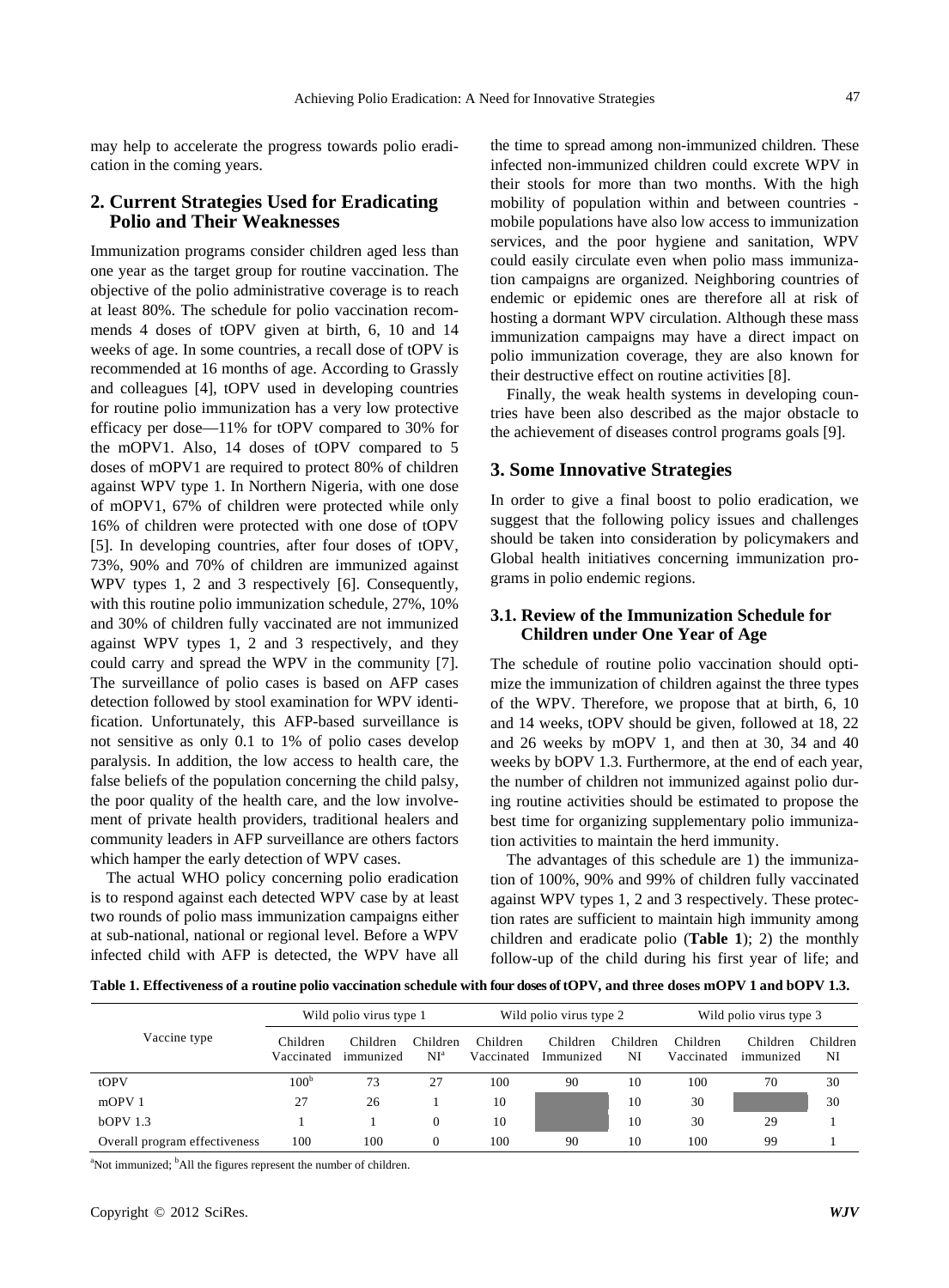may help to accelerate the progress towards polio eradication in the coming years.

## 2. Current Strategies Used for Eradicating Polio and Their Weaknesses

Immunization programs consider children aged less than one year as the target group for routine vaccination. The objective of the polio administrative coverage is to reach at least 80%. The schedule for polio vaccination recommends 4 doses of tOPV given at birth, 6, 10 and 14 weeks of age. In some countries, a recall dose of tOPV is recommended at 16 months of age. According to Grassly and colleagues [4], tOPV used in developing countries for routine polio immunization has a very low protective efficacy per dose—11% for tOPV compared to 30% for the mOPV1. Also, 14 doses of tOPV compared to 5 doses of mOPV1 are required to protect 80% of children against WPV type 1. In Northern Nigeria, with one dose of mOPV1, 67% of children were protected while only 16% of children were protected with one dose of tOPV [5]. In developing countries, after four doses of tOPV, 73%, 90% and 70% of children are immunized against WPV types 1, 2 and 3 respectively [6]. Consequently, with this routine polio immunization schedule, 27%, 10% and 30% of children fully vaccinated are not immunized against WPV types 1, 2 and 3 respectively, and they could carry and spread the WPV in the community [7]. The surveillance of polio cases is based on AFP cases detection followed by stool examination for WPV identification. Unfortunately, this AFP-based surveillance is not sensitive as only 0.1 to 1% of polio cases develop paralysis. In addition, the low access to health care, the false beliefs of the population concerning the child palsy, the poor quality of the health care, and the low involvement of private health providers, traditional healers and community leaders in AFP surveillance are others factors which hamper the early detection of WPV cases.

The actual WHO policy concerning polio eradication is to respond against each detected WPV case by at least two rounds of polio mass immunization campaigns either at sub-national, national or regional level. Before a WPV infected child with AFP is detected, the WPV have all the time to spread among non-immunized children. These infected non-immunized children could excrete WPV in their stools for more than two months. With the high mobility of population within and between countries - mobile populations have also low access to immunization services, and the poor hygiene and sanitation, WPV could easily circulate even when polio mass immunization campaigns are organized. Neighboring countries of endemic or epidemic ones are therefore all at risk of hosting a dormant WPV circulation. Although these mass immunization campaigns may have a direct impact on polio immunization coverage, they are also known for their destructive effect on routine activities [8].

Finally, the weak health systems in developing countries have been also described as the major obstacle to the achievement of diseases control programs goals [9].

## 3. Some Innovative Strategies

In order to give a final boost to polio eradication, we suggest that the following policy issues and challenges should be taken into consideration by policymakers and Global health initiatives concerning immunization programs in polio endemic regions.

### 3.1. Review of the Immunization Schedule for Children under One Year of Age

The schedule of routine polio vaccination should optimize the immunization of children against the three types of the WPV. Therefore, we propose that at birth, 6, 10 and 14 weeks, tOPV should be given, followed at 18, 22 and 26 weeks by mOPV 1, and then at 30, 34 and 40 weeks by bOPV 1.3. Furthermore, at the end of each year, the number of children not immunized against polio during routine activities should be estimated to propose the best time for organizing supplementary polio immunization activities to maintain the herd immunity.

The advantages of this schedule are 1) the immunization of 100%, 90% and 99% of children fully vaccinated against WPV types 1, 2 and 3 respectively. These protection rates are sufficient to maintain high immunity among children and eradicate polio (**Table 1**); 2) the monthly follow-up of the child during his first year of life; and

**Table 1. Effectiveness of a routine polio vaccination schedule with four doses of tOPV, and three doses mOPV 1 and bOPV 1.3.**

| Vaccine type | Wild polio virus type 1 | | | Wild polio virus type 2 | | | Wild polio virus type 3 | | |
|---|---|---|---|---|---|---|---|---|---|
| | Children Vaccinated | Children immunized | Children NI[a] | Children Vaccinated | Children Immunized | Children NI | Children Vaccinated | Children immunized | Children NI |
| tOPV | 100[b] | 73 | 27 | 100 | 90 | 10 | 100 | 70 | 30 |
| mOPV 1 | 27 | 26 | 1 | 10 | | 10 | 30 | | 30 |
| bOPV 1.3 | 1 | 1 | 0 | 10 | | 10 | 30 | 29 | 1 |
| Overall program effectiveness | 100 | 100 | 0 | 100 | 90 | 10 | 100 | 99 | 1 |

[a]Not immunized; [b]All the figures represent the number of children.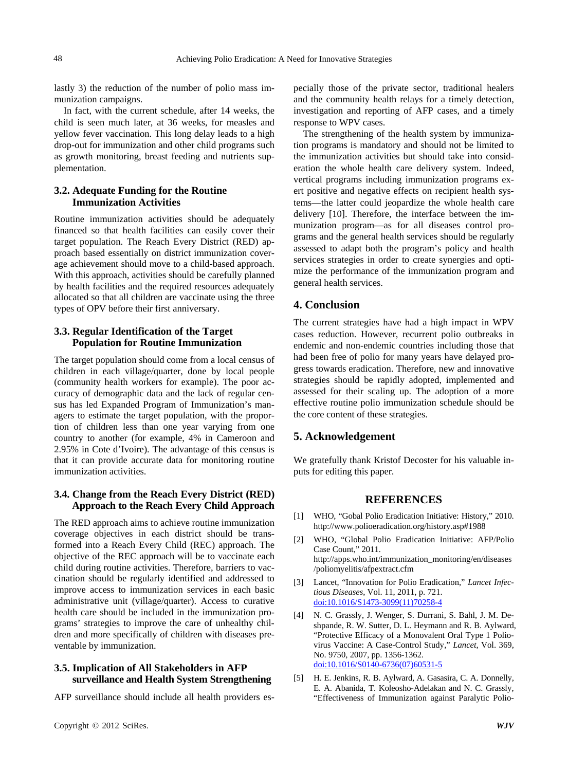lastly 3) the reduction of the number of polio mass immunization campaigns.

In fact, with the current schedule, after 14 weeks, the child is seen much later, at 36 weeks, for measles and yellow fever vaccination. This long delay leads to a high drop-out for immunization and other child programs such as growth monitoring, breast feeding and nutrients supplementation.

### 3.2. Adequate Funding for the Routine Immunization Activities

Routine immunization activities should be adequately financed so that health facilities can easily cover their target population. The Reach Every District (RED) approach based essentially on district immunization coverage achievement should move to a child-based approach. With this approach, activities should be carefully planned by health facilities and the required resources adequately allocated so that all children are vaccinate using the three types of OPV before their first anniversary.

### 3.3. Regular Identification of the Target Population for Routine Immunization

The target population should come from a local census of children in each village/quarter, done by local people (community health workers for example). The poor accuracy of demographic data and the lack of regular census has led Expanded Program of Immunization's managers to estimate the target population, with the proportion of children less than one year varying from one country to another (for example, 4% in Cameroon and 2.95% in Cote d'Ivoire). The advantage of this census is that it can provide accurate data for monitoring routine immunization activities.

### 3.4. Change from the Reach Every District (RED) Approach to the Reach Every Child Approach

The RED approach aims to achieve routine immunization coverage objectives in each district should be transformed into a Reach Every Child (REC) approach. The objective of the REC approach will be to vaccinate each child during routine activities. Therefore, barriers to vaccination should be regularly identified and addressed to improve access to immunization services in each basic administrative unit (village/quarter). Access to curative health care should be included in the immunization programs' strategies to improve the care of unhealthy children and more specifically of children with diseases preventable by immunization.

### 3.5. Implication of All Stakeholders in AFP surveillance and Health System Strengthening

AFP surveillance should include all health providers especially those of the private sector, traditional healers and the community health relays for a timely detection, investigation and reporting of AFP cases, and a timely response to WPV cases.

The strengthening of the health system by immunization programs is mandatory and should not be limited to the immunization activities but should take into consideration the whole health care delivery system. Indeed, vertical programs including immunization programs exert positive and negative effects on recipient health systems—the latter could jeopardize the whole health care delivery [10]. Therefore, the interface between the immunization program—as for all diseases control programs and the general health services should be regularly assessed to adapt both the program's policy and health services strategies in order to create synergies and optimize the performance of the immunization program and general health services.

## 4. Conclusion

The current strategies have had a high impact in WPV cases reduction. However, recurrent polio outbreaks in endemic and non-endemic countries including those that had been free of polio for many years have delayed progress towards eradication. Therefore, new and innovative strategies should be rapidly adopted, implemented and assessed for their scaling up. The adoption of a more effective routine polio immunization schedule should be the core content of these strategies.

## 5. Acknowledgement

We gratefully thank Kristof Decoster for his valuable inputs for editing this paper.

## REFERENCES

[1] WHO, "Gobal Polio Eradication Initiative: History," 2010. http://www.polioeradication.org/history.asp#1988

[2] WHO, "Global Polio Eradication Initiative: AFP/Polio Case Count," 2011. http://apps.who.int/immunization_monitoring/en/diseases/poliomyelitis/afpextract.cfm

[3] Lancet, "Innovation for Polio Eradication," *Lancet Infectious Diseases*, Vol. 11, 2011, p. 721. doi:10.1016/S1473-3099(11)70258-4

[4] N. C. Grassly, J. Wenger, S. Durrani, S. Bahl, J. M. Deshpande, R. W. Sutter, D. L. Heymann and R. B. Aylward, "Protective Efficacy of a Monovalent Oral Type 1 Poliovirus Vaccine: A Case-Control Study," *Lancet*, Vol. 369, No. 9750, 2007, pp. 1356-1362. doi:10.1016/S0140-6736(07)60531-5

[5] H. E. Jenkins, R. B. Aylward, A. Gasasira, C. A. Donnelly, E. A. Abanida, T. Koleosho-Adelakan and N. C. Grassly, "Effectiveness of Immunization against Paralytic Polio-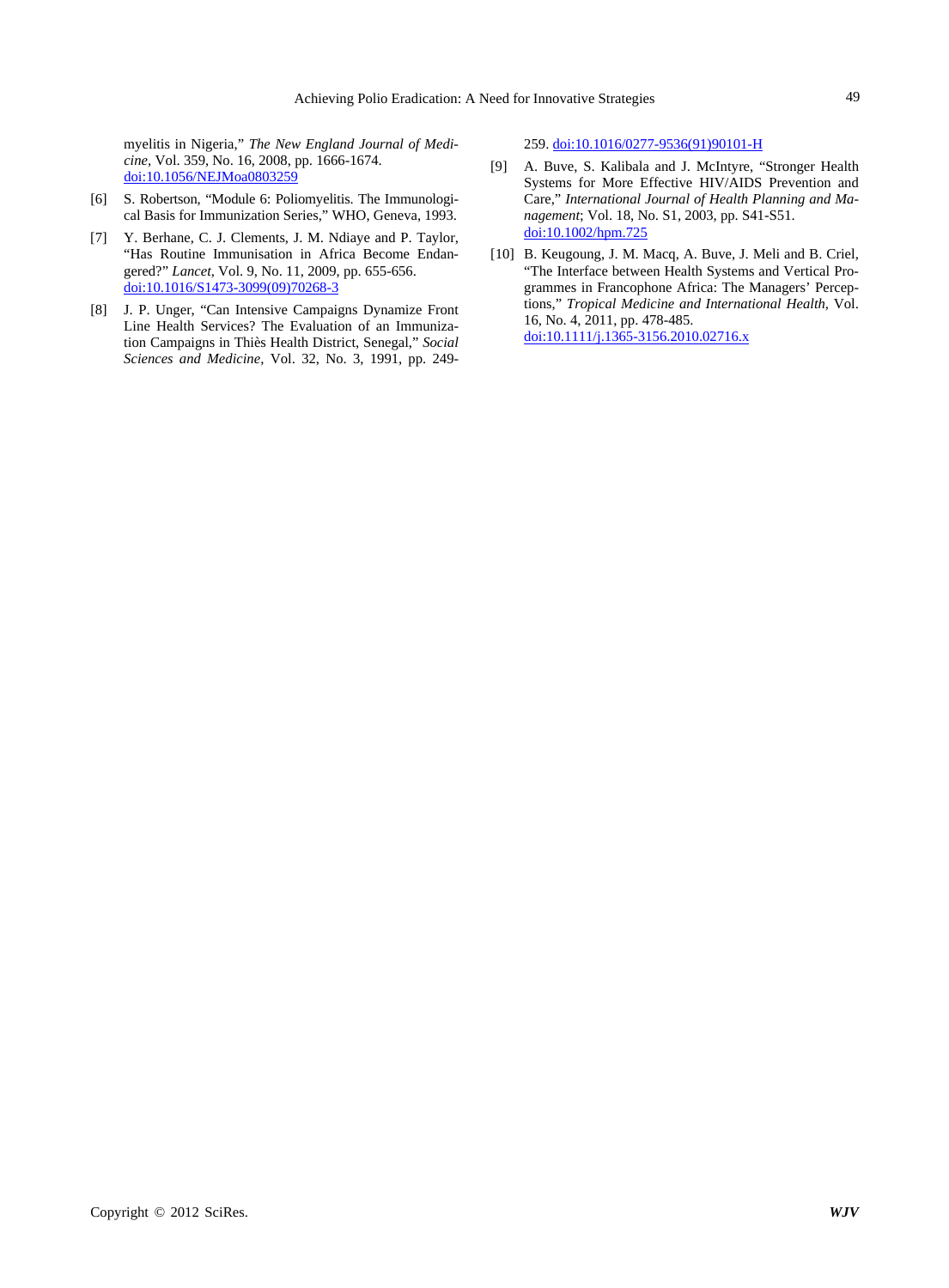myelitis in Nigeria," *The New England Journal of Medicine*, Vol. 359, No. 16, 2008, pp. 1666-1674. doi:10.1056/NEJMoa0803259

[6] S. Robertson, "Module 6: Poliomyelitis. The Immunological Basis for Immunization Series," WHO, Geneva, 1993.

[7] Y. Berhane, C. J. Clements, J. M. Ndiaye and P. Taylor, "Has Routine Immunisation in Africa Become Endangered?" *Lancet*, Vol. 9, No. 11, 2009, pp. 655-656. doi:10.1016/S1473-3099(09)70268-3

[8] J. P. Unger, "Can Intensive Campaigns Dynamize Front Line Health Services? The Evaluation of an Immunization Campaigns in Thiès Health District, Senegal," *Social Sciences and Medicine*, Vol. 32, No. 3, 1991, pp. 249-259. doi:10.1016/0277-9536(91)90101-H

[9] A. Buve, S. Kalibala and J. McIntyre, "Stronger Health Systems for More Effective HIV/AIDS Prevention and Care," *International Journal of Health Planning and Management*; Vol. 18, No. S1, 2003, pp. S41-S51. doi:10.1002/hpm.725

[10] B. Keugoung, J. M. Macq, A. Buve, J. Meli and B. Criel, "The Interface between Health Systems and Vertical Programmes in Francophone Africa: The Managers' Perceptions," *Tropical Medicine and International Health*, Vol. 16, No. 4, 2011, pp. 478-485. doi:10.1111/j.1365-3156.2010.02716.x